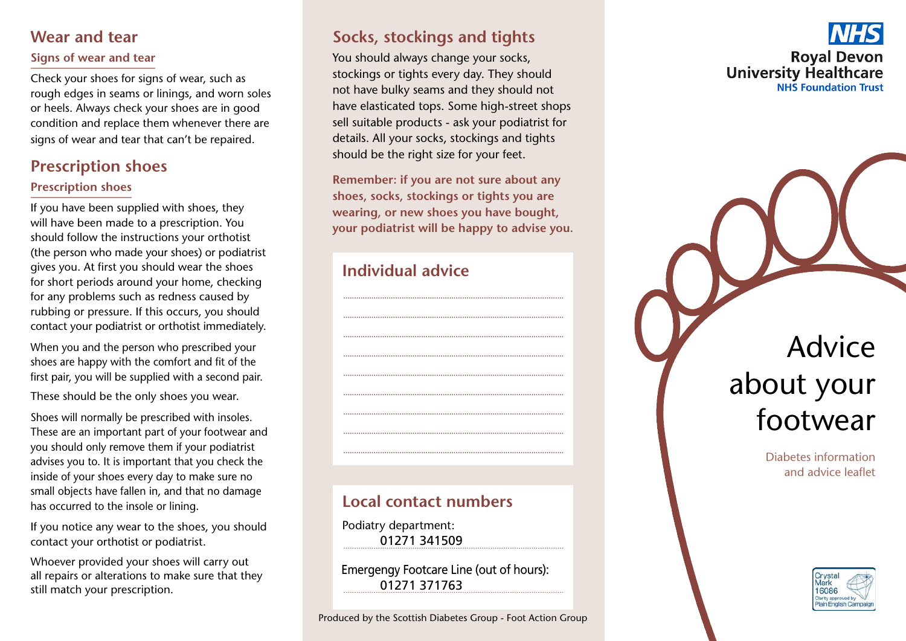## Wear and tear

### Signs of wear and tear

Check your shoes for signs of wear, such as rough edges in seams or linings, and worn soles or heels. Always check your shoes are in good condition and replace them whenever there are signs of wear and tear that can't be repaired.

## Prescription shoes

### Prescription shoes

If you have been supplied with shoes, they will have been made to a prescription. You should follow the instructions your orthotist (the person who made your shoes) or podiatrist gives you. At first you should wear the shoes for short periods around your home, checking for any problems such as redness caused by rubbing or pressure. If this occurs, you should contact your podiatrist or orthotist immediately.

When you and the person who prescribed your shoes are happy with the comfort and fit of the first pair, you will be supplied with a second pair.

These should be the only shoes you wear.

Shoes will normally be prescribed with insoles. These are an important part of your footwear and you should only remove them if your podiatrist advises you to. It is important that you check the inside of your shoes every day to make sure no small objects have fallen in, and that no damage has occurred to the insole or lining.

If you notice any wear to the shoes, you should contact your orthotist or podiatrist.

Whoever provided your shoes will carry out all repairs or alterations to make sure that they still match your prescription.

## Socks, stockings and tights

You should always change your socks, stockings or tights every day. They should not have bulky seams and they should not have elasticated tops. Some high-street shops sell suitable products - ask your podiatrist for details. All your socks, stockings and tights should be the right size for your feet.

**Remember: if you are not sure about any shoes, socks, stockings or tights you are wearing, or new shoes you have bought, your podiatrist will be happy to advise you.**

## Individual advice

.............................................................................................

.............................................................................................

.............................................................................................

.............................................................................................

.............................................................................................

.............................................................................................

.............................................................................................

.............................................................................................

.............................................................................................

## Local contact numbers

Podiatry department:
01271 341509

Emergengy Footcare Line (out of hours):
01271 371763

Produced by the Scottish Diabetes Group - Foot Action Group

NHS
Royal Devon
University Healthcare
NHS Foundation Trust

# Advice about your footwear

Diabetes information and advice leaflet

Crystal Mark 16086
Clarity approved by Plain English Campaign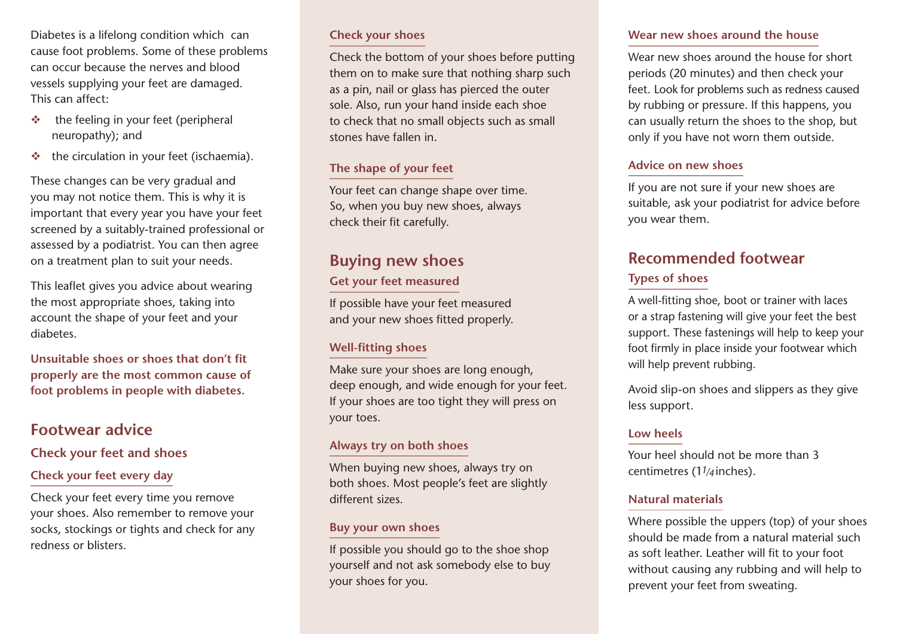Diabetes is a lifelong condition which can cause foot problems. Some of these problems can occur because the nerves and blood vessels supplying your feet are damaged. This can affect:

- the feeling in your feet (peripheral neuropathy); and
- the circulation in your feet (ischaemia).

These changes can be very gradual and you may not notice them. This is why it is important that every year you have your feet screened by a suitably-trained professional or assessed by a podiatrist. You can then agree on a treatment plan to suit your needs.

This leaflet gives you advice about wearing the most appropriate shoes, taking into account the shape of your feet and your diabetes.

**Unsuitable shoes or shoes that don't fit properly are the most common cause of foot problems in people with diabetes.**

## Footwear advice

### Check your feet and shoes

#### Check your feet every day

Check your feet every time you remove your shoes. Also remember to remove your socks, stockings or tights and check for any redness or blisters.

#### Check your shoes

Check the bottom of your shoes before putting them on to make sure that nothing sharp such as a pin, nail or glass has pierced the outer sole. Also, run your hand inside each shoe to check that no small objects such as small stones have fallen in.

#### The shape of your feet

Your feet can change shape over time. So, when you buy new shoes, always check their fit carefully.

## Buying new shoes

#### Get your feet measured

If possible have your feet measured and your new shoes fitted properly.

#### Well-fitting shoes

Make sure your shoes are long enough, deep enough, and wide enough for your feet. If your shoes are too tight they will press on your toes.

#### Always try on both shoes

When buying new shoes, always try on both shoes. Most people's feet are slightly different sizes.

#### Buy your own shoes

If possible you should go to the shoe shop yourself and not ask somebody else to buy your shoes for you.

#### Wear new shoes around the house

Wear new shoes around the house for short periods (20 minutes) and then check your feet. Look for problems such as redness caused by rubbing or pressure. If this happens, you can usually return the shoes to the shop, but only if you have not worn them outside.

#### Advice on new shoes

If you are not sure if your new shoes are suitable, ask your podiatrist for advice before you wear them.

## Recommended footwear

#### Types of shoes

A well-fitting shoe, boot or trainer with laces or a strap fastening will give your feet the best support. These fastenings will help to keep your foot firmly in place inside your footwear which will help prevent rubbing.

Avoid slip-on shoes and slippers as they give less support.

#### Low heels

Your heel should not be more than 3 centimetres (1¼ inches).

#### Natural materials

Where possible the uppers (top) of your shoes should be made from a natural material such as soft leather. Leather will fit to your foot without causing any rubbing and will help to prevent your feet from sweating.